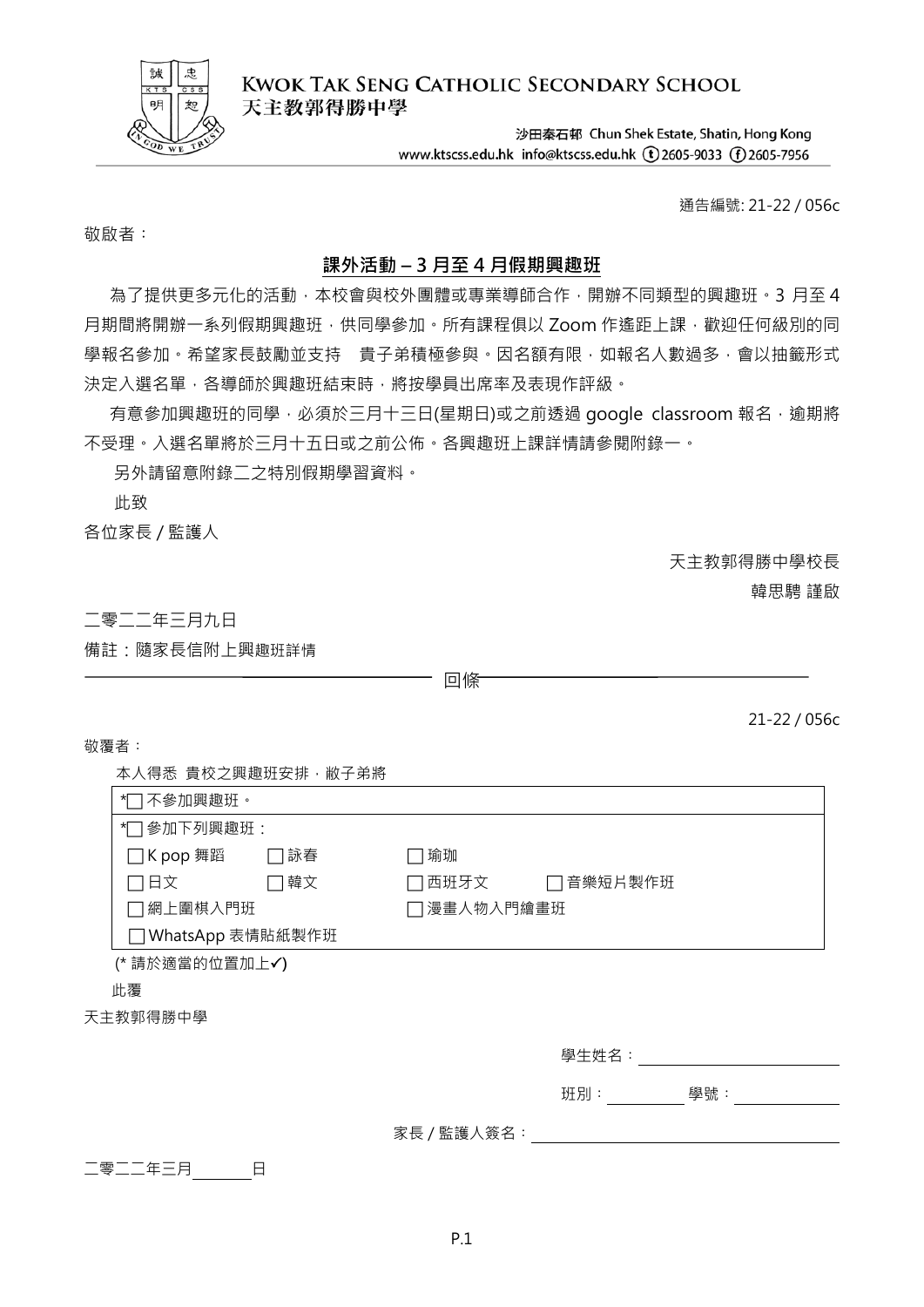**KWOK TAK SENG CATHOLIC SECONDARY SCHOOL**
**天主教郭得勝中學**

沙田秦石邨 Chun Shek Estate, Shatin, Hong Kong
www.ktscss.edu.hk info@ktscss.edu.hk (t) 2605-9033 (f) 2605-7956

通告編號: 21-22 / 056c

敬啟者：

## 課外活動 – 3 月至 4 月假期興趣班

為了提供更多元化的活動，本校會與校外團體或專業導師合作，開辦不同類型的興趣班。3 月至 4 月期間將開辦一系列假期興趣班，供同學參加。所有課程俱以 Zoom 作遙距上課，歡迎任何級別的同學報名參加。希望家長鼓勵並支持　貴子弟積極參與。因名額有限，如報名人數過多，會以抽籤形式決定入選名單，各導師於興趣班結束時，將按學員出席率及表現作評級。

有意參加興趣班的同學，必須於三月十三日(星期日)或之前透過 google classroom 報名，逾期將不受理。入選名單將於三月十五日或之前公佈。各興趣班上課詳情請參閱附錄一。

另外請留意附錄二之特別假期學習資料。

此致

各位家長 / 監護人

天主教郭得勝中學校長
韓思騁 謹啟

二零二二年三月九日

備註：隨家長信附上興趣班詳情

---

回條

21-22 / 056c

敬覆者：

本人得悉 貴校之興趣班安排，敝子弟將

| | | | |
|---|---|---|---|
| *☐ 不參加興趣班。 | | | |
| *☐ 參加下列興趣班： | | | |
| ☐ K pop 舞蹈 | ☐ 詠春 | ☐ 瑜珈 | |
| ☐ 日文 | ☐ 韓文 | ☐ 西班牙文 | ☐ 音樂短片製作班 |
| ☐ 網上圍棋入門班 | | ☐ 漫畫人物入門繪畫班 | |
| ☐ WhatsApp 表情貼紙製作班 | | | |

(* 請於適當的位置加上✓)

此覆

天主教郭得勝中學

學生姓名：__________________

班別：__________ 學號：__________

家長 / 監護人簽名：__________________

二零二二年三月______日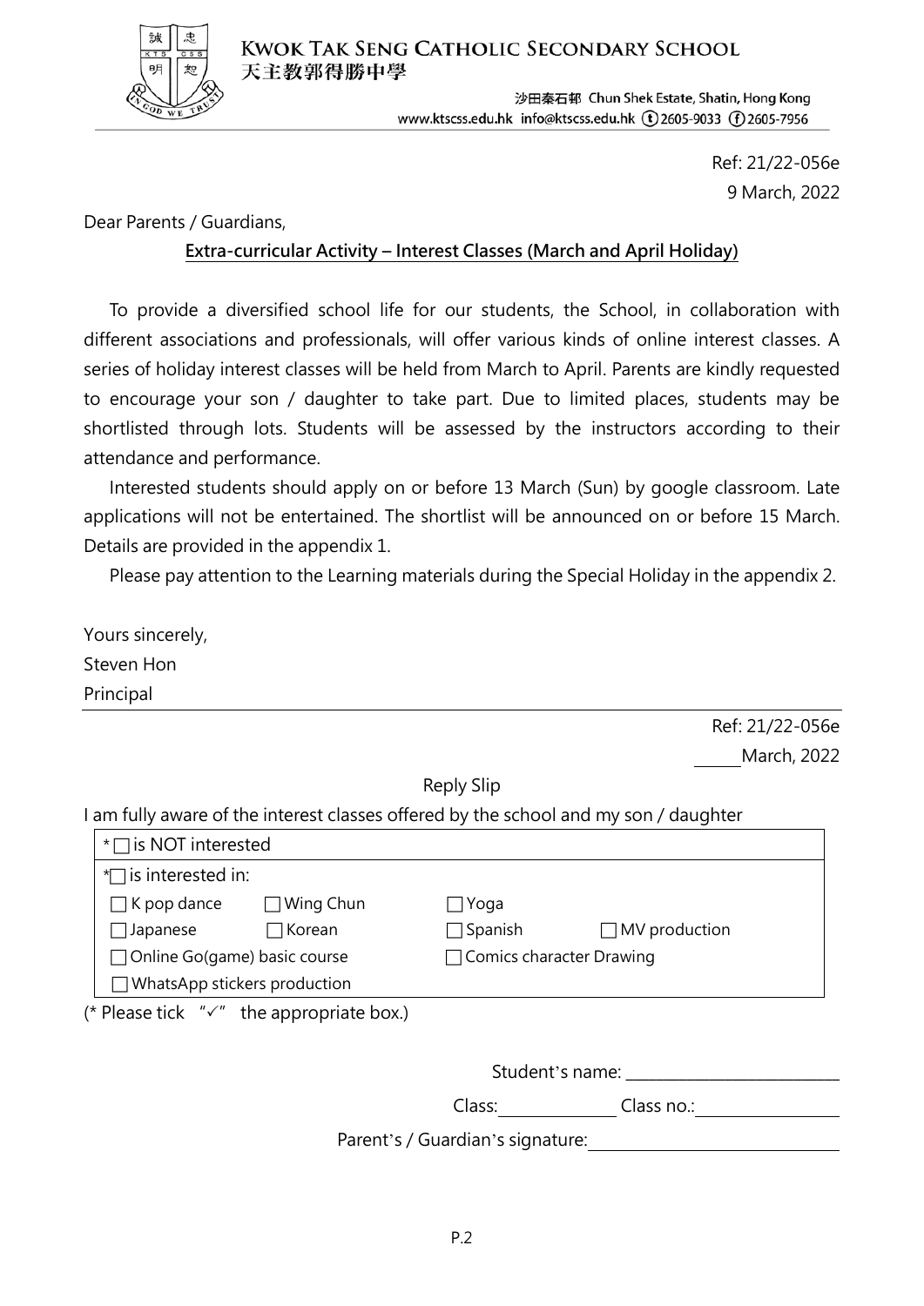**KWOK TAK SENG CATHOLIC SECONDARY SCHOOL**
**天主教郭得勝中學**

沙田秦石邨 Chun Shek Estate, Shatin, Hong Kong
www.ktscss.edu.hk info@ktscss.edu.hk (t)2605-9033 (f)2605-7956

Ref: 21/22-056e
9 March, 2022

Dear Parents / Guardians,

**Extra-curricular Activity – Interest Classes (March and April Holiday)**

To provide a diversified school life for our students, the School, in collaboration with different associations and professionals, will offer various kinds of online interest classes. A series of holiday interest classes will be held from March to April. Parents are kindly requested to encourage your son / daughter to take part. Due to limited places, students may be shortlisted through lots. Students will be assessed by the instructors according to their attendance and performance.

Interested students should apply on or before 13 March (Sun) by google classroom. Late applications will not be entertained. The shortlist will be announced on or before 15 March. Details are provided in the appendix 1.

Please pay attention to the Learning materials during the Special Holiday in the appendix 2.

Yours sincerely,
Steven Hon
Principal

---

Ref: 21/22-056e
_____ March, 2022

Reply Slip

I am fully aware of the interest classes offered by the school and my son / daughter

| | | | |
|---|---|---|---|
| * ☐ is NOT interested | | | |
| * ☐ is interested in: | | | |
| ☐ K pop dance | ☐ Wing Chun | ☐ Yoga | |
| ☐ Japanese | ☐ Korean | ☐ Spanish | ☐ MV production |
| ☐ Online Go(game) basic course | | ☐ Comics character Drawing | |
| ☐ WhatsApp stickers production | | | |

(* Please tick "✓" the appropriate box.)

Student's name: ______________________

Class: ____________ Class no.: ______________

Parent's / Guardian's signature: ________________________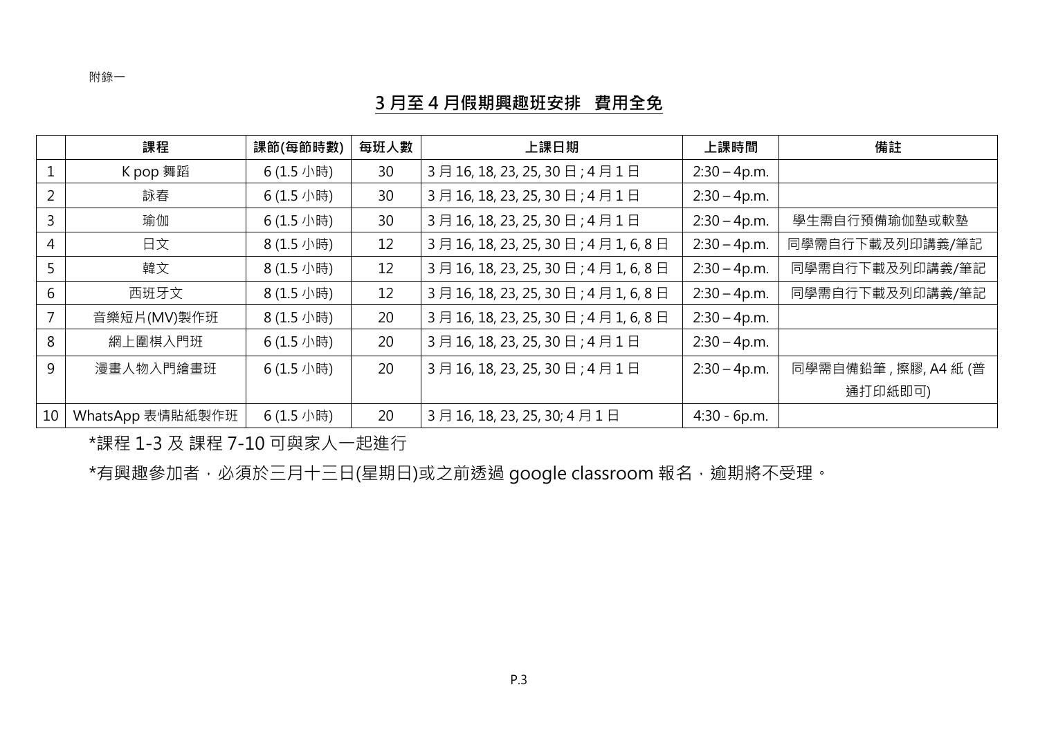附錄一

## 3 月至 4 月假期興趣班安排 費用全免

| | 課程 | 課節(每節時數) | 每班人數 | 上課日期 | 上課時間 | 備註 |
|---|---|---|---|---|---|---|
| 1 | K pop 舞蹈 | 6 (1.5 小時) | 30 | 3 月 16, 18, 23, 25, 30 日 ; 4 月 1 日 | 2:30 – 4p.m. | |
| 2 | 詠春 | 6 (1.5 小時) | 30 | 3 月 16, 18, 23, 25, 30 日 ; 4 月 1 日 | 2:30 – 4p.m. | |
| 3 | 瑜伽 | 6 (1.5 小時) | 30 | 3 月 16, 18, 23, 25, 30 日 ; 4 月 1 日 | 2:30 – 4p.m. | 學生需自行預備瑜伽墊或軟墊 |
| 4 | 日文 | 8 (1.5 小時) | 12 | 3 月 16, 18, 23, 25, 30 日 ; 4 月 1, 6, 8 日 | 2:30 – 4p.m. | 同學需自行下載及列印講義/筆記 |
| 5 | 韓文 | 8 (1.5 小時) | 12 | 3 月 16, 18, 23, 25, 30 日 ; 4 月 1, 6, 8 日 | 2:30 – 4p.m. | 同學需自行下載及列印講義/筆記 |
| 6 | 西班牙文 | 8 (1.5 小時) | 12 | 3 月 16, 18, 23, 25, 30 日 ; 4 月 1, 6, 8 日 | 2:30 – 4p.m. | 同學需自行下載及列印講義/筆記 |
| 7 | 音樂短片(MV)製作班 | 8 (1.5 小時) | 20 | 3 月 16, 18, 23, 25, 30 日 ; 4 月 1, 6, 8 日 | 2:30 – 4p.m. | |
| 8 | 網上圍棋入門班 | 6 (1.5 小時) | 20 | 3 月 16, 18, 23, 25, 30 日 ; 4 月 1 日 | 2:30 – 4p.m. | |
| 9 | 漫畫人物入門繪畫班 | 6 (1.5 小時) | 20 | 3 月 16, 18, 23, 25, 30 日 ; 4 月 1 日 | 2:30 – 4p.m. | 同學需自備鉛筆 , 擦膠, A4 紙 (普通打印紙即可) |
| 10 | WhatsApp 表情貼紙製作班 | 6 (1.5 小時) | 20 | 3 月 16, 18, 23, 25, 30; 4 月 1 日 | 4:30 - 6p.m. | |

*課程 1-3 及 課程 7-10 可與家人一起進行

*有興趣參加者，必須於三月十三日(星期日)或之前透過 google classroom 報名，逾期將不受理。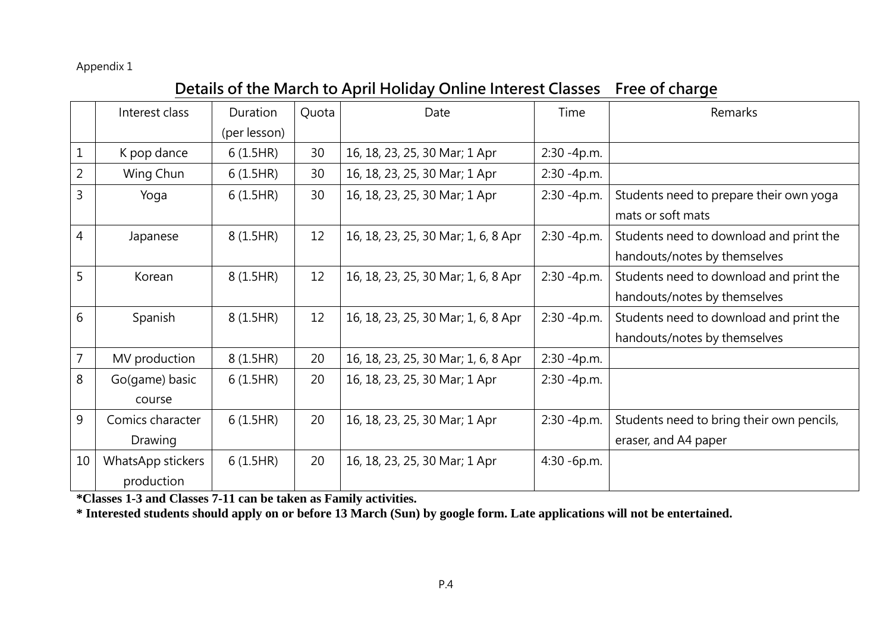Appendix 1

## Details of the March to April Holiday Online Interest Classes    Free of charge

| | Interest class | Duration (per lesson) | Quota | Date | Time | Remarks |
|---|---|---|---|---|---|---|
| 1 | K pop dance | 6 (1.5HR) | 30 | 16, 18, 23, 25, 30 Mar; 1 Apr | 2:30 -4p.m. | |
| 2 | Wing Chun | 6 (1.5HR) | 30 | 16, 18, 23, 25, 30 Mar; 1 Apr | 2:30 -4p.m. | |
| 3 | Yoga | 6 (1.5HR) | 30 | 16, 18, 23, 25, 30 Mar; 1 Apr | 2:30 -4p.m. | Students need to prepare their own yoga mats or soft mats |
| 4 | Japanese | 8 (1.5HR) | 12 | 16, 18, 23, 25, 30 Mar; 1, 6, 8 Apr | 2:30 -4p.m. | Students need to download and print the handouts/notes by themselves |
| 5 | Korean | 8 (1.5HR) | 12 | 16, 18, 23, 25, 30 Mar; 1, 6, 8 Apr | 2:30 -4p.m. | Students need to download and print the handouts/notes by themselves |
| 6 | Spanish | 8 (1.5HR) | 12 | 16, 18, 23, 25, 30 Mar; 1, 6, 8 Apr | 2:30 -4p.m. | Students need to download and print the handouts/notes by themselves |
| 7 | MV production | 8 (1.5HR) | 20 | 16, 18, 23, 25, 30 Mar; 1, 6, 8 Apr | 2:30 -4p.m. | |
| 8 | Go(game) basic course | 6 (1.5HR) | 20 | 16, 18, 23, 25, 30 Mar; 1 Apr | 2:30 -4p.m. | |
| 9 | Comics character Drawing | 6 (1.5HR) | 20 | 16, 18, 23, 25, 30 Mar; 1 Apr | 2:30 -4p.m. | Students need to bring their own pencils, eraser, and A4 paper |
| 10 | WhatsApp stickers production | 6 (1.5HR) | 20 | 16, 18, 23, 25, 30 Mar; 1 Apr | 4:30 -6p.m. | |

**\*Classes 1-3 and Classes 7-11 can be taken as Family activities.**

**\* Interested students should apply on or before 13 March (Sun) by google form. Late applications will not be entertained.**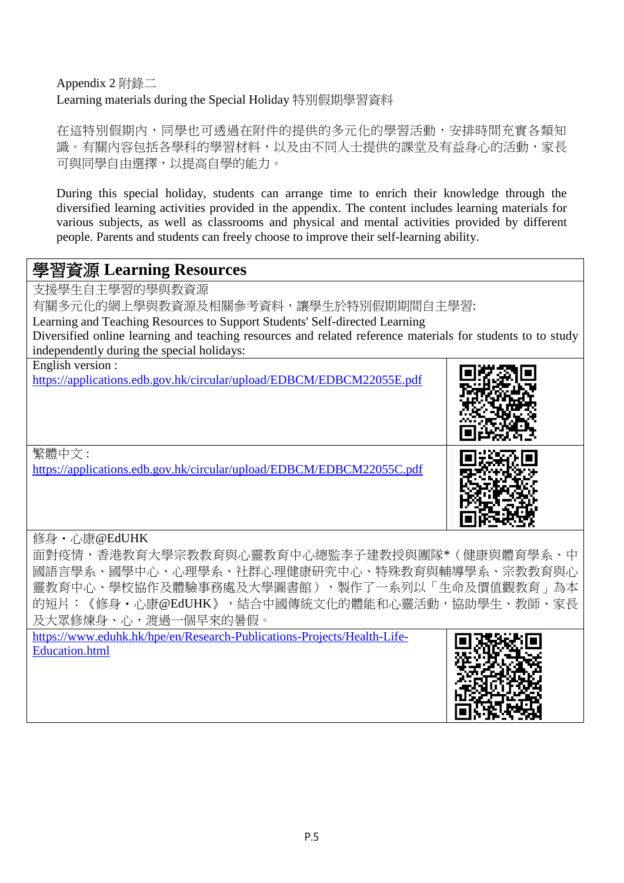Appendix 2 附錄二

Learning materials during the Special Holiday 特別假期學習資料

在這特別假期內，同學也可透過在附件的提供的多元化的學習活動，安排時間充實各類知識。有關內容包括各學科的學習材料，以及由不同人士提供的課堂及有益身心的活動，家長可與同學自由選擇，以提高自學的能力。

During this special holiday, students can arrange time to enrich their knowledge through the diversified learning activities provided in the appendix. The content includes learning materials for various subjects, as well as classrooms and physical and mental activities provided by different people. Parents and students can freely choose to improve their self-learning ability.

## 學習資源 Learning Resources

支援學生自主學習的學與教資源

有關多元化的網上學與教資源及相關參考資料，讓學生於特別假期期間自主學習:

Learning and Teaching Resources to Support Students' Self-directed Learning

Diversified online learning and teaching resources and related reference materials for students to to study independently during the special holidays:

| | |
|---|---|
| English version :<br>https://applications.edb.gov.hk/circular/upload/EDBCM/EDBCM22055E.pdf | |
| 繁體中文 :<br>https://applications.edb.gov.hk/circular/upload/EDBCM/EDBCM22055C.pdf | |

修身・心康@EdUHK

面對疫情，香港教育大學宗教教育與心靈教育中心總監李子建教授與團隊*（健康與體育學系、中國語言學系、國學中心、心理學系、社群心理健康研究中心、特殊教育與輔導學系、宗教教育與心靈教育中心、學校協作及體驗事務處及大學圖書館），製作了一系列以「生命及價值觀教育」為本的短片：《修身・心康@EdUHK》，結合中國傳統文化的體能和心靈活動，協助學生、教師、家長及大眾修煉身、心，渡過一個早來的暑假。

https://www.eduhk.hk/hpe/en/Research-Publications-Projects/Health-Life-Education.html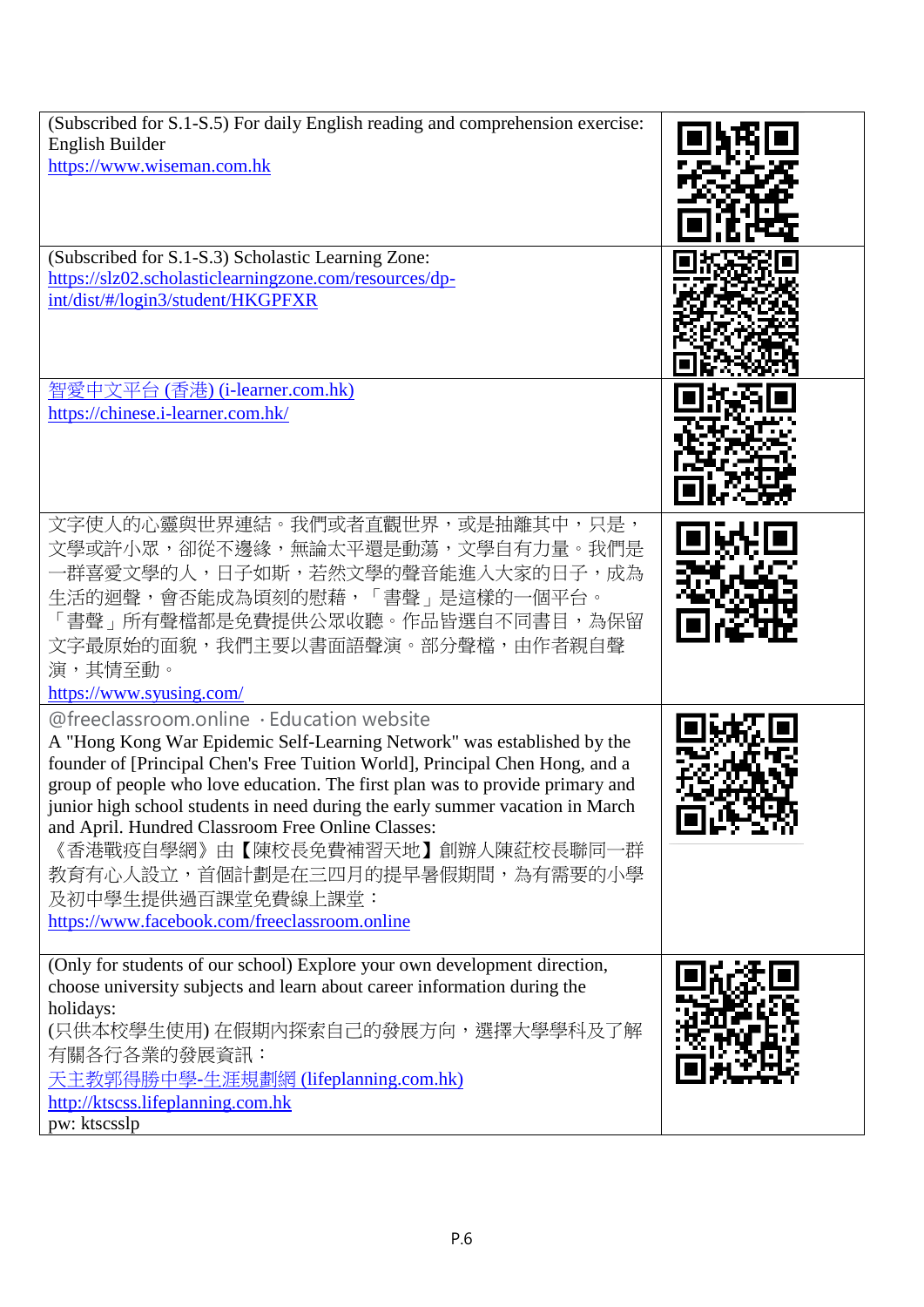| | |
|---|---|
| (Subscribed for S.1-S.5) For daily English reading and comprehension exercise: English Builder<br>https://www.wiseman.com.hk | |
| (Subscribed for S.1-S.3) Scholastic Learning Zone:<br>https://slz02.scholasticlearningzone.com/resources/dp-int/dist/#/login3/student/HKGPFXR | |
| 智愛中文平台 (香港) (i-learner.com.hk)<br>https://chinese.i-learner.com.hk/ | |
| 文字使人的心靈與世界連結。我們或者直觀世界，或是抽離其中，只是，文學或許小眾，卻從不邊緣，無論太平還是動盪，文學自有力量。我們是一群喜愛文學的人，日子如斯，若然文學的聲音能進入大家的日子，成為生活的迴聲，會否能成為頃刻的慰藉，「書聲」是這樣的一個平台。「書聲」所有聲檔都是免費提供公眾收聽。作品皆選自不同書目，為保留文字最原始的面貌，我們主要以書面語聲演。部分聲檔，由作者親自聲演，其情至動。<br>https://www.syusing.com/ | |
| @freeclassroom.online · Education website<br>A "Hong Kong War Epidemic Self-Learning Network" was established by the founder of [Principal Chen's Free Tuition World], Principal Chen Hong, and a group of people who love education. The first plan was to provide primary and junior high school students in need during the early summer vacation in March and April. Hundred Classroom Free Online Classes:<br>《香港戰疫自學網》由【陳校長免費補習天地】創辦人陳葒校長聯同一群教育有心人設立，首個計劃是在三四月的提早暑假期間，為有需要的小學及初中學生提供過百課堂免費線上課堂：<br>https://www.facebook.com/freeclassroom.online | |
| (Only for students of our school) Explore your own development direction, choose university subjects and learn about career information during the holidays:<br>(只供本校學生使用) 在假期內探索自己的發展方向，選擇大學學科及了解有關各行各業的發展資訊：<br>天主教郭得勝中學-生涯規劃網 (lifeplanning.com.hk)<br>http://ktscss.lifeplanning.com.hk<br>pw: ktscsslp | |